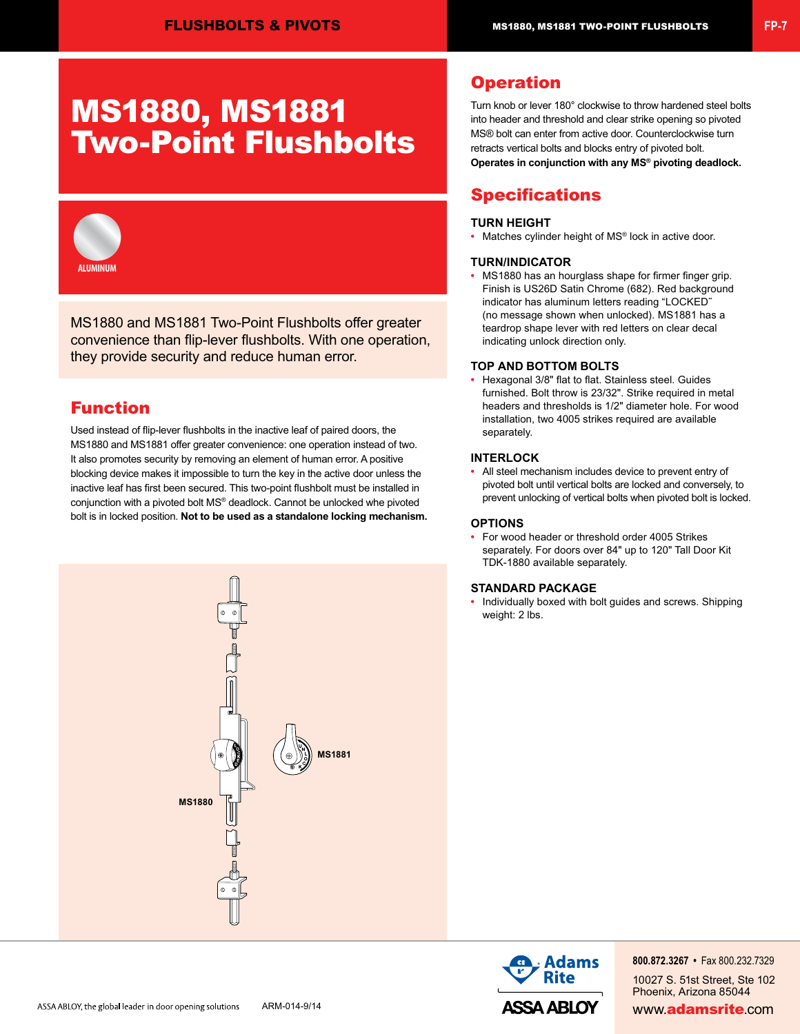# MS1880, MS1881 Two-Point Flushbolts

ALUMINUM

MS1880 and MS1881 Two-Point Flushbolts offer greater convenience than flip-lever flushbolts. With one operation, they provide security and reduce human error.

## Function

Used instead of flip-lever flushbolts in the inactive leaf of paired doors, the MS1880 and MS1881 offer greater convenience: one operation instead of two. It also promotes security by removing an element of human error. A positive blocking device makes it impossible to turn the key in the active door unless the inactive leaf has first been secured. This two-point flushbolt must be installed in conjunction with a pivoted bolt MS® deadlock. Cannot be unlocked whe pivoted bolt is in locked position. **Not to be used as a standalone locking mechanism.**

MS1881

MS1880

## Operation

Turn knob or lever 180° clockwise to throw hardened steel bolts into header and threshold and clear strike opening so pivoted MS® bolt can enter from active door. Counterclockwise turn retracts vertical bolts and blocks entry of pivoted bolt. **Operates in conjunction with any MS® pivoting deadlock.**

## Specifications

### TURN HEIGHT

- Matches cylinder height of MS® lock in active door.

### TURN/INDICATOR

- MS1880 has an hourglass shape for firmer finger grip. Finish is US26D Satin Chrome (682). Red background indicator has aluminum letters reading "LOCKED" (no message shown when unlocked). MS1881 has a teardrop shape lever with red letters on clear decal indicating unlock direction only.

### TOP AND BOTTOM BOLTS

- Hexagonal 3/8" flat to flat. Stainless steel. Guides furnished. Bolt throw is 23/32". Strike required in metal headers and thresholds is 1/2" diameter hole. For wood installation, two 4005 strikes required are available separately.

### INTERLOCK

- All steel mechanism includes device to prevent entry of pivoted bolt until vertical bolts are locked and conversely, to prevent unlocking of vertical bolts when pivoted bolt is locked.

### OPTIONS

- For wood header or threshold order 4005 Strikes separately. For doors over 84" up to 120" Tall Door Kit TDK-1880 available separately.

### STANDARD PACKAGE

- Individually boxed with bolt guides and screws. Shipping weight: 2 lbs.

ASSA ABLOY, the global leader in door opening solutions    ARM-014-9/14

Adams Rite
ASSA ABLOY

800.872.3267 • Fax 800.232.7329
10027 S. 51st Street, Ste 102
Phoenix, Arizona 85044
www.adamsrite.com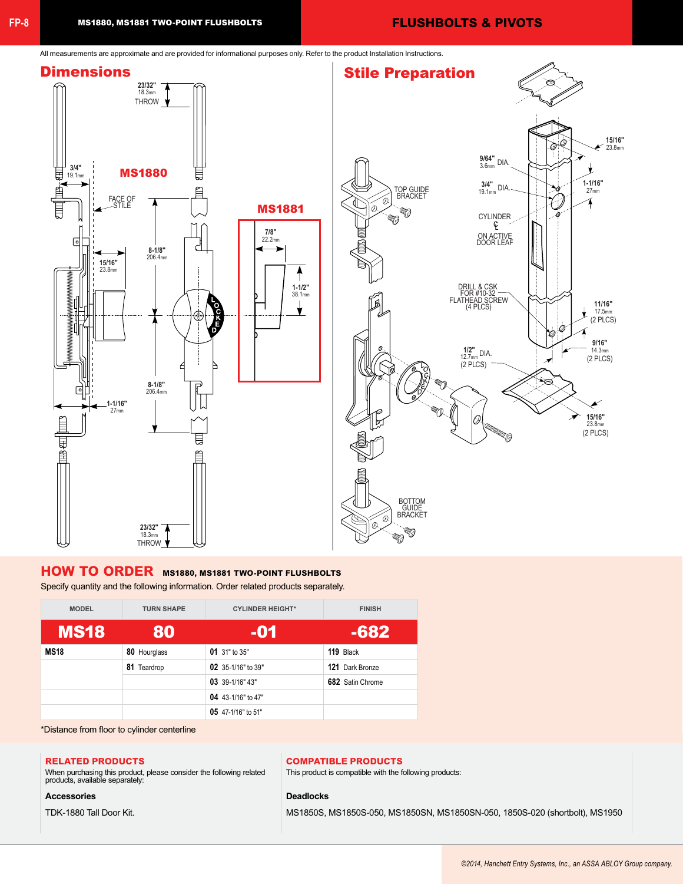All measurements are approximate and are provided for informational purposes only. Refer to the product Installation Instructions.

## Dimensions

23/32" 18.3mm THROW

3/4" 19.1mm

MS1880

FACE OF STILE

8-1/8" 206.4mm

15/16" 23.8mm

LOCKED

MS1881

7/8" 22.2mm

1-1/2" 38.1mm

8-1/8" 206.4mm

1-1/16" 27mm

23/32" 18.3mm THROW

## Stile Preparation

15/16" 23.8mm

9/64" 3.6mm DIA.

3/4" 19.1mm DIA.

1-1/16" 27mm

TOP GUIDE BRACKET

CYLINDER ℄ ON ACTIVE DOOR LEAF

DRILL & CSK FOR #10-32 FLATHEAD SCREW (4 PLCS)

11/16" 17.5mm (2 PLCS)

9/16" 14.3mm (2 PLCS)

1/2" 12.7mm DIA. (2 PLCS)

15/16" 23.8mm (2 PLCS)

BOTTOM GUIDE BRACKET

## HOW TO ORDER MS1880, MS1881 TWO-POINT FLUSHBOLTS

Specify quantity and the following information. Order related products separately.

| MODEL | TURN SHAPE | CYLINDER HEIGHT* | FINISH |
|---|---|---|---|
| **MS18** | **80** | **-01** | **-682** |
| **MS18** | **80** Hourglass | **01** 31" to 35" | **119** Black |
| | **81** Teardrop | **02** 35-1/16" to 39" | **121** Dark Bronze |
| | | **03** 39-1/16" 43" | **682** Satin Chrome |
| | | **04** 43-1/16" to 47" | |
| | | **05** 47-1/16" to 51" | |

*Distance from floor to cylinder centerline

### RELATED PRODUCTS

When purchasing this product, please consider the following related products, available separately:

**Accessories**

TDK-1880 Tall Door Kit.

### COMPATIBLE PRODUCTS

This product is compatible with the following products:

**Deadlocks**

MS1850S, MS1850S-050, MS1850SN, MS1850SN-050, 1850S-020 (shortbolt), MS1950

*©2014, Hanchett Entry Systems, Inc., an ASSA ABLOY Group company.*